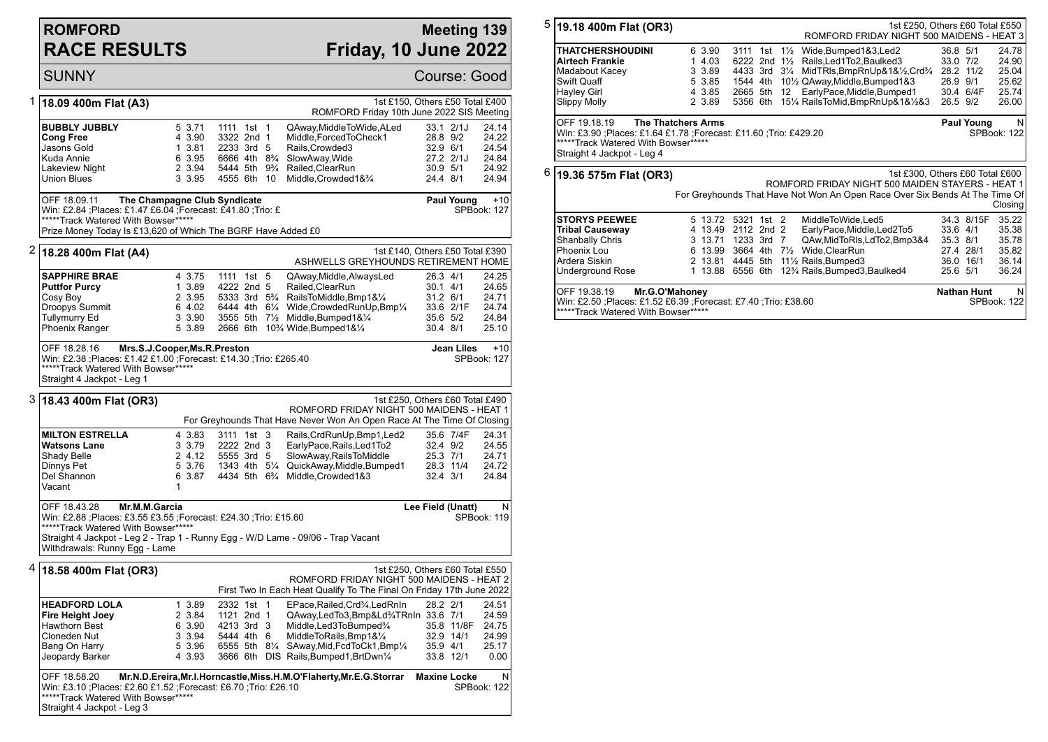# ROMFORD RACE RESULTS

## Meeting 139 — Friday, 10 June 2022

SUNNY — Course: Good

### 1 18.09 400m Flat (A3)

1st £150, Others £50 Total £400
ROMFORD Friday 10th June 2022 SIS Meeting

| Greyhound | Trap | Sect | Bends | Pos | Dist | Remarks | Wt | SP | Time |
|---|---|---|---|---|---|---|---|---|---|
| **BUBBLY JUBBLY** | 5 | 3.71 | 1111 | 1st | 1 | QAway,MiddleToWide,ALed | 33.1 | 2/1J | 24.14 |
| **Cong Free** | 4 | 3.90 | 3322 | 2nd | 1 | Middle,ForcedToCheck1 | 28.8 | 9/2 | 24.22 |
| Jasons Gold | 1 | 3.81 | 2233 | 3rd | 5 | Rails,Crowded3 | 32.9 | 6/1 | 24.54 |
| Kuda Annie | 6 | 3.95 | 6666 | 4th | 8¾ | SlowAway,Wide | 27.2 | 2/1J | 24.84 |
| Lakeview Night | 2 | 3.94 | 5444 | 5th | 9¾ | Railed,ClearRun | 30.9 | 5/1 | 24.92 |
| Union Blues | 3 | 3.95 | 4555 | 6th | 10 | Middle,Crowded1&¾ | 24.4 | 8/1 | 24.94 |

OFF 18.09.11 **The Champagne Club Syndicate** — **Paul Young** +10
Win: £2.84 ;Places: £1.47 £6.04 ;Forecast: £41.80 ;Trio: £ — SPBook: 127
*****Track Watered With Bowser*****
Prize Money Today Is £13,620 of Which The BGRF Have Added £0

### 2 18.28 400m Flat (A4)

1st £140, Others £50 Total £390
ASHWELLS GREYHOUNDS RETIREMENT HOME

| Greyhound | Trap | Sect | Bends | Pos | Dist | Remarks | Wt | SP | Time |
|---|---|---|---|---|---|---|---|---|---|
| **SAPPHIRE BRAE** | 4 | 3.75 | 1111 | 1st | 5 | QAway,Middle,AlwaysLed | 26.3 | 4/1 | 24.25 |
| **Puttfor Purcy** | 1 | 3.89 | 4222 | 2nd | 5 | Railed,ClearRun | 30.1 | 4/1 | 24.65 |
| Cosy Boy | 2 | 3.95 | 5333 | 3rd | 5¾ | RailsToMiddle,Bmp1&¼ | 31.2 | 6/1 | 24.71 |
| Droopys Summit | 6 | 4.02 | 6444 | 4th | 6¼ | Wide,CrowdedRunUp,Bmp¼ | 33.6 | 2/1F | 24.74 |
| Tullymurry Ed | 3 | 3.90 | 3555 | 5th | 7½ | Middle,Bumped1&¼ | 35.6 | 5/2 | 24.84 |
| Phoenix Ranger | 5 | 3.89 | 2666 | 6th | 10¾ | Wide,Bumped1&¼ | 30.4 | 8/1 | 25.10 |

OFF 18.28.16 **Mrs.S.J.Cooper,Ms.R.Preston** — **Jean Liles** +10
Win: £2.38 ;Places: £1.42 £1.00 ;Forecast: £14.30 ;Trio: £265.40 — SPBook: 127
*****Track Watered With Bowser*****
Straight 4 Jackpot - Leg 1

### 3 18.43 400m Flat (OR3)

1st £250, Others £60 Total £490
ROMFORD FRIDAY NIGHT 500 MAIDENS - HEAT 1
For Greyhounds That Have Never Won An Open Race At The Time Of Closing

| Greyhound | Trap | Sect | Bends | Pos | Dist | Remarks | Wt | SP | Time |
|---|---|---|---|---|---|---|---|---|---|
| **MILTON ESTRELLA** | 4 | 3.83 | 3111 | 1st | 3 | Rails,CrdRunUp,Bmp1,Led2 | 35.6 | 7/4F | 24.31 |
| **Watsons Lane** | 3 | 3.79 | 2222 | 2nd | 3 | EarlyPace,Rails,Led1To2 | 32.4 | 9/2 | 24.55 |
| Shady Belle | 2 | 4.12 | 5555 | 3rd | 5 | SlowAway,RailsToMiddle | 25.3 | 7/1 | 24.71 |
| Dinnys Pet | 5 | 3.76 | 1343 | 4th | 5¼ | QuickAway,Middle,Bumped1 | 28.3 | 11/4 | 24.72 |
| Del Shannon | 6 | 3.87 | 4434 | 5th | 6¾ | Middle,Crowded1&3 | 32.4 | 3/1 | 24.84 |
| Vacant | 1 | | | | | | | | |

OFF 18.43.28 **Mr.M.M.Garcia** — **Lee Field (Unatt)** N
Win: £2.88 ;Places: £3.55 £3.55 ;Forecast: £24.30 ;Trio: £15.60 — SPBook: 119
*****Track Watered With Bowser*****
Straight 4 Jackpot - Leg 2 - Trap 1 - Runny Egg - W/D Lame - 09/06 - Trap Vacant
Withdrawals: Runny Egg - Lame

### 4 18.58 400m Flat (OR3)

1st £250, Others £60 Total £550
ROMFORD FRIDAY NIGHT 500 MAIDENS - HEAT 2
First Two In Each Heat Qualify To The Final On Friday 17th June 2022

| Greyhound | Trap | Sect | Bends | Pos | Dist | Remarks | Wt | SP | Time |
|---|---|---|---|---|---|---|---|---|---|
| **HEADFORD LOLA** | 1 | 3.89 | 2332 | 1st | 1 | EPace,Railed,Crd¾,LedRnIn | 28.2 | 2/1 | 24.51 |
| **Fire Height Joey** | 2 | 3.84 | 1121 | 2nd | 1 | QAway,LedTo3,Bmp&Ld¾TRnIn | 33.6 | 7/1 | 24.59 |
| Hawthorn Best | 6 | 3.90 | 4213 | 3rd | 3 | Middle,Led3ToBumped¾ | 35.8 | 11/8F | 24.75 |
| Cloneden Nut | 3 | 3.94 | 5444 | 4th | 6 | MiddleToRails,Bmp1&¼ | 32.9 | 14/1 | 24.99 |
| Bang On Harry | 5 | 3.96 | 6555 | 5th | 8¼ | SAway,Mid,FcdToCk1,Bmp¼ | 35.9 | 4/1 | 25.17 |
| Jeopardy Barker | 4 | 3.93 | 3666 | 6th | DIS | Rails,Bumped1,BrtDwn¼ | 33.8 | 12/1 | 0.00 |

OFF 18.58.20 **Mr.N.D.Ereira,Mr.I.Horncastle,Miss.H.M.O'Flaherty,Mr.E.G.Storrar** — **Maxine Locke** N
Win: £3.10 ;Places: £2.60 £1.52 ;Forecast: £6.70 ;Trio: £26.10 — SPBook: 122
*****Track Watered With Bowser*****
Straight 4 Jackpot - Leg 3

### 5 19.18 400m Flat (OR3)

1st £250, Others £60 Total £550
ROMFORD FRIDAY NIGHT 500 MAIDENS - HEAT 3

| Greyhound | Trap | Sect | Bends | Pos | Dist | Remarks | Wt | SP | Time |
|---|---|---|---|---|---|---|---|---|---|
| **THATCHERSHOUDINI** | 6 | 3.90 | 3111 | 1st | 1½ | Wide,Bumped1&3,Led2 | 36.8 | 5/1 | 24.78 |
| **Airtech Frankie** | 1 | 4.03 | 6222 | 2nd | 1½ | Rails,Led1To2,Baulked3 | 33.0 | 7/2 | 24.90 |
| Madabout Kacey | 3 | 3.89 | 4433 | 3rd | 3¼ | MidTRls,BmpRnUp&1&½,Crd¾ | 28.2 | 11/2 | 25.04 |
| Swift Quaff | 5 | 3.85 | 1544 | 4th | 10½ | QAway,Middle,Bumped1&3 | 26.9 | 9/1 | 25.62 |
| Hayley Girl | 4 | 3.85 | 2665 | 5th | 12 | EarlyPace,Middle,Bumped1 | 30.4 | 6/4F | 25.74 |
| Slippy Molly | 2 | 3.89 | 5356 | 6th | 15¼ | RailsToMid,BmpRnUp&1&½&3 | 26.5 | 9/2 | 26.00 |

OFF 19.18.19 **The Thatchers Arms** — **Paul Young** N
Win: £3.90 ;Places: £1.64 £1.78 ;Forecast: £11.60 ;Trio: £429.20 — SPBook: 122
*****Track Watered With Bowser*****
Straight 4 Jackpot - Leg 4

### 6 19.36 575m Flat (OR3)

1st £300, Others £60 Total £600
ROMFORD FRIDAY NIGHT 500 MAIDEN STAYERS - HEAT 1
For Greyhounds That Have Not Won An Open Race Over Six Bends At The Time Of Closing

| Greyhound | Trap | Sect | Bends | Pos | Dist | Remarks | Wt | SP | Time |
|---|---|---|---|---|---|---|---|---|---|
| **STORYS PEEWEE** | 5 | 13.72 | 5321 | 1st | 2 | MiddleToWide,Led5 | 34.3 | 8/15F | 35.22 |
| **Tribal Causeway** | 4 | 13.49 | 2112 | 2nd | 2 | EarlyPace,Middle,Led2To5 | 33.6 | 4/1 | 35.38 |
| Shanbally Chris | 3 | 13.71 | 1233 | 3rd | 7 | QAw,MidToRls,LdTo2,Bmp3&4 | 35.3 | 8/1 | 35.78 |
| Phoenix Lou | 6 | 13.99 | 3664 | 4th | 7½ | Wide,ClearRun | 27.4 | 28/1 | 35.82 |
| Ardera Siskin | 2 | 13.81 | 4445 | 5th | 11½ | Rails,Bumped3 | 36.0 | 16/1 | 36.14 |
| Underground Rose | 1 | 13.88 | 6556 | 6th | 12¾ | Rails,Bumped3,Baulked4 | 25.6 | 5/1 | 36.24 |

OFF 19.38.19 **Mr.G.O'Mahoney** — **Nathan Hunt** N
Win: £2.50 ;Places: £1.52 £6.39 ;Forecast: £7.40 ;Trio: £38.60 — SPBook: 122
*****Track Watered With Bowser*****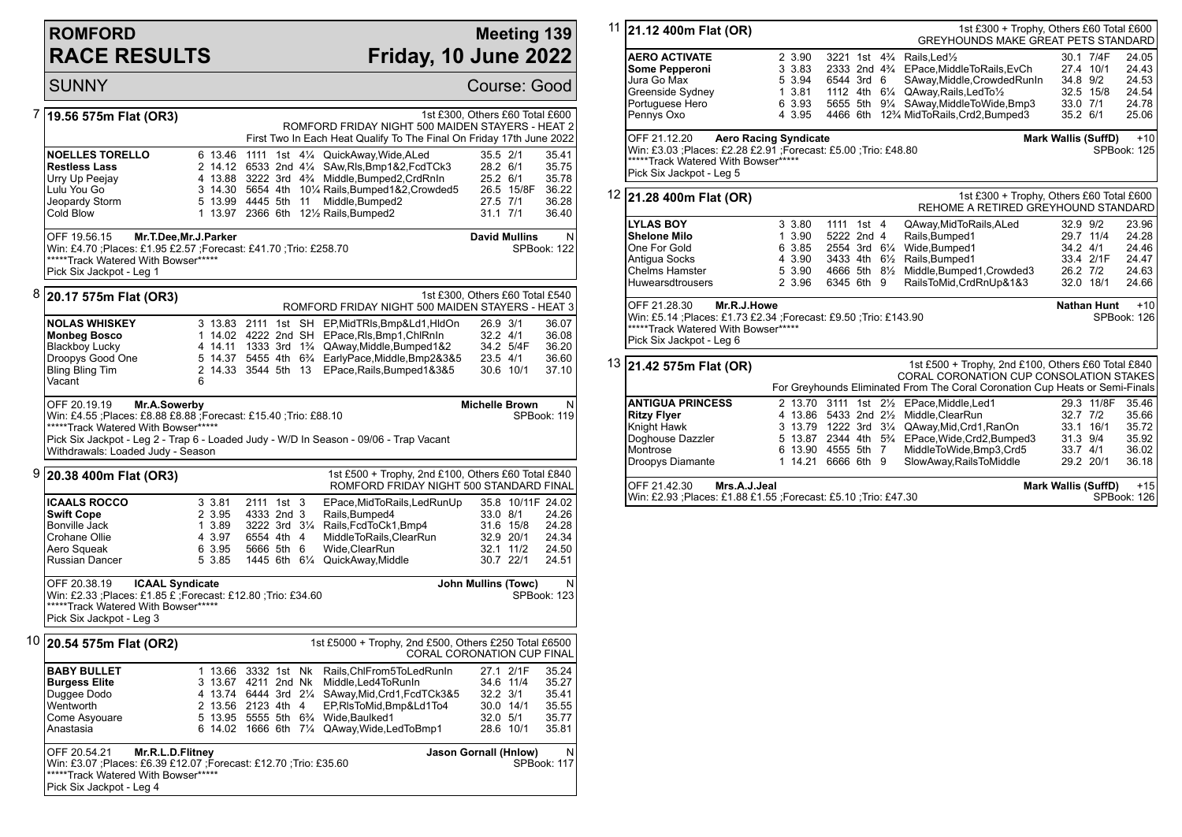# ROMFORD RACE RESULTS

## Meeting 139 Friday, 10 June 2022

SUNNY — Course: Good

### 7 — 19.56 575m Flat (OR3)

1st £300, Others £60 Total £600
ROMFORD FRIDAY NIGHT 500 MAIDEN STAYERS - HEAT 2
First Two In Each Heat Qualify To The Final On Friday 17th June 2022

| | | | | | | | | | | |
|---|---|---|---|---|---|---|---|---|---|---|
| **NOELLES TORELLO** | 6 | 13.46 | 1111 | 1st | 4¼ | QuickAway,Wide,ALed | 35.5 | 2/1 | | 35.41 |
| **Restless Lass** | 2 | 14.12 | 6533 | 2nd | 4¼ | SAw,Rls,Bmp1&2,FcdTCk3 | 28.2 | 6/1 | | 35.75 |
| Urry Up Peejay | 4 | 13.88 | 3222 | 3rd | 4¾ | Middle,Bumped2,CrdRnIn | 25.2 | 6/1 | | 35.78 |
| Lulu You Go | 3 | 14.30 | 5654 | 4th | 10¼ | Rails,Bumped1&2,Crowded5 | 26.5 | 15/8F | | 36.22 |
| Jeopardy Storm | 5 | 13.99 | 4445 | 5th | 11 | Middle,Bumped2 | 27.5 | 7/1 | | 36.28 |
| Cold Blow | 1 | 13.97 | 2366 | 6th | 12½ | Rails,Bumped2 | 31.1 | 7/1 | | 36.40 |

OFF 19.56.15 Mr.T.Dee,Mr.J.Parker — David Mullins — N
Win: £4.70 ;Places: £1.95 £2.57 ;Forecast: £41.70 ;Trio: £258.70 — SPBook: 122
*****Track Watered With Bowser*****
Pick Six Jackpot - Leg 1

### 8 — 20.17 575m Flat (OR3)

1st £300, Others £60 Total £540
ROMFORD FRIDAY NIGHT 500 MAIDEN STAYERS - HEAT 3

| | | | | | | | | | |
|---|---|---|---|---|---|---|---|---|---|
| **NOLAS WHISKEY** | 3 | 13.83 | 2111 | 1st | SH | EP,MidTRls,Bmp&Ld1,HldOn | 26.9 | 3/1 | 36.07 |
| **Monbeg Bosco** | 1 | 14.02 | 4222 | 2nd | SH | EPace,Rls,Bmp1,ChlRnIn | 32.2 | 4/1 | 36.08 |
| Blackboy Lucky | 4 | 14.11 | 1333 | 3rd | 1¾ | QAway,Middle,Bumped1&2 | 34.2 | 5/4F | 36.20 |
| Droopys Good One | 5 | 14.37 | 5455 | 4th | 6¾ | EarlyPace,Middle,Bmp2&3&5 | 23.5 | 4/1 | 36.60 |
| Bling Bling Tim | 2 | 14.33 | 3544 | 5th | 13 | EPace,Rails,Bumped1&3&5 | 30.6 | 10/1 | 37.10 |
| Vacant | 6 | | | | | | | | |

OFF 20.19.19 Mr.A.Sowerby — Michelle Brown — N
Win: £4.55 ;Places: £8.88 £8.88 ;Forecast: £15.40 ;Trio: £88.10 — SPBook: 119
*****Track Watered With Bowser*****
Pick Six Jackpot - Leg 2 - Trap 6 - Loaded Judy - W/D In Season - 09/06 - Trap Vacant
Withdrawals: Loaded Judy - Season

### 9 — 20.38 400m Flat (OR3)

1st £500 + Trophy, 2nd £100, Others £60 Total £840
ROMFORD FRIDAY NIGHT 500 STANDARD FINAL

| | | | | | | | | | |
|---|---|---|---|---|---|---|---|---|---|
| **ICAALS ROCCO** | 3 | 3.81 | 2111 | 1st | 3 | EPace,MidToRails,LedRunUp | 35.8 | 10/11F | 24.02 |
| **Swift Cope** | 2 | 3.95 | 4333 | 2nd | 3 | Rails,Bumped4 | 33.0 | 8/1 | 24.26 |
| Bonville Jack | 1 | 3.89 | 3222 | 3rd | 3¼ | Rails,FcdToCk1,Bmp4 | 31.6 | 15/8 | 24.28 |
| Crohane Ollie | 4 | 3.97 | 6554 | 4th | 4 | MiddleToRails,ClearRun | 32.9 | 20/1 | 24.34 |
| Aero Squeak | 6 | 3.95 | 5666 | 5th | 6 | Wide,ClearRun | 32.1 | 11/2 | 24.50 |
| Russian Dancer | 5 | 3.85 | 1445 | 6th | 6¼ | QuickAway,Middle | 30.7 | 22/1 | 24.51 |

OFF 20.38.19 ICAAL Syndicate — John Mullins (Towc) — N
Win: £2.33 ;Places: £1.85 £ ;Forecast: £12.80 ;Trio: £34.60 — SPBook: 123
*****Track Watered With Bowser*****
Pick Six Jackpot - Leg 3

### 10 — 20.54 575m Flat (OR2)

1st £5000 + Trophy, 2nd £500, Others £250 Total £6500
CORAL CORONATION CUP FINAL

| | | | | | | | | | |
|---|---|---|---|---|---|---|---|---|---|
| **BABY BULLET** | 1 | 13.66 | 3332 | 1st | Nk | Rails,ChlFrom5ToLedRunIn | 27.1 | 2/1F | 35.24 |
| **Burgess Elite** | 3 | 13.67 | 4211 | 2nd | Nk | Middle,Led4ToRunIn | 34.6 | 11/4 | 35.27 |
| Duggee Dodo | 4 | 13.74 | 6444 | 3rd | 2¼ | SAway,Mid,Crd1,FcdTCk3&5 | 32.2 | 3/1 | 35.41 |
| Wentworth | 2 | 13.56 | 2123 | 4th | 4 | EP,RlsToMid,Bmp&Ld1To4 | 30.0 | 14/1 | 35.55 |
| Come Asyouare | 5 | 13.95 | 5555 | 5th | 6¾ | Wide,Baulked1 | 32.0 | 5/1 | 35.77 |
| Anastasia | 6 | 14.02 | 1666 | 6th | 7¼ | QAway,Wide,LedToBmp1 | 28.6 | 10/1 | 35.81 |

OFF 20.54.21 Mr.R.L.D.Flitney — Jason Gornall (Hnlow) — N
Win: £3.07 ;Places: £6.39 £12.07 ;Forecast: £12.70 ;Trio: £35.60 — SPBook: 117
*****Track Watered With Bowser*****
Pick Six Jackpot - Leg 4

### 11 — 21.12 400m Flat (OR)

1st £300 + Trophy, Others £60 Total £600
GREYHOUNDS MAKE GREAT PETS STANDARD

| | | | | | | | | | |
|---|---|---|---|---|---|---|---|---|---|
| **AERO ACTIVATE** | 2 | 3.90 | 3221 | 1st | 4¾ | Rails,Led½ | 30.1 | 7/4F | 24.05 |
| **Some Pepperoni** | 3 | 3.83 | 2333 | 2nd | 4¾ | EPace,MiddleToRails,EvCh | 27.4 | 10/1 | 24.43 |
| Jura Go Max | 5 | 3.94 | 6544 | 3rd | 6 | SAway,Middle,CrowdedRunIn | 34.8 | 9/2 | 24.53 |
| Greenside Sydney | 1 | 3.81 | 1112 | 4th | 6¼ | QAway,Rails,LedTo½ | 32.5 | 15/8 | 24.54 |
| Portuguese Hero | 6 | 3.93 | 5655 | 5th | 9¼ | SAway,MiddleToWide,Bmp3 | 33.0 | 7/1 | 24.78 |
| Pennys Oxo | 4 | 3.95 | 4466 | 6th | 12¾ | MidToRails,Crd2,Bumped3 | 35.2 | 6/1 | 25.06 |

OFF 21.12.20 Aero Racing Syndicate — Mark Wallis (SuffD) — +10
Win: £3.03 ;Places: £2.28 £2.91 ;Forecast: £5.00 ;Trio: £48.80 — SPBook: 125
*****Track Watered With Bowser*****
Pick Six Jackpot - Leg 5

### 12 — 21.28 400m Flat (OR)

1st £300 + Trophy, Others £60 Total £600
REHOME A RETIRED GREYHOUND STANDARD

| | | | | | | | | | |
|---|---|---|---|---|---|---|---|---|---|
| **LYLAS BOY** | 3 | 3.80 | 1111 | 1st | 4 | QAway,MidToRails,ALed | 32.9 | 9/2 | 23.96 |
| **Shelone Milo** | 1 | 3.90 | 5222 | 2nd | 4 | Rails,Bumped1 | 29.7 | 11/4 | 24.28 |
| One For Gold | 6 | 3.85 | 2554 | 3rd | 6¼ | Wide,Bumped1 | 34.2 | 4/1 | 24.46 |
| Antigua Socks | 4 | 3.90 | 3433 | 4th | 6½ | Rails,Bumped1 | 33.4 | 2/1F | 24.47 |
| Chelms Hamster | 5 | 3.90 | 4666 | 5th | 8½ | Middle,Bumped1,Crowded3 | 26.2 | 7/2 | 24.63 |
| Huwearsdtrousers | 2 | 3.96 | 6345 | 6th | 9 | RailsToMid,CrdRnUp&1&3 | 32.0 | 18/1 | 24.66 |

OFF 21.28.30 Mr.R.J.Howe — Nathan Hunt — +10
Win: £5.14 ;Places: £1.73 £2.34 ;Forecast: £9.50 ;Trio: £143.90 — SPBook: 126
*****Track Watered With Bowser*****
Pick Six Jackpot - Leg 6

### 13 — 21.42 575m Flat (OR)

1st £500 + Trophy, 2nd £100, Others £60 Total £840
CORAL CORONATION CUP CONSOLATION STAKES
For Greyhounds Eliminated From The Coral Coronation Cup Heats or Semi-Finals

| | | | | | | | | | |
|---|---|---|---|---|---|---|---|---|---|
| **ANTIGUA PRINCESS** | 2 | 13.70 | 3111 | 1st | 2½ | EPace,Middle,Led1 | 29.3 | 11/8F | 35.46 |
| **Ritzy Flyer** | 4 | 13.86 | 5433 | 2nd | 2½ | Middle,ClearRun | 32.7 | 7/2 | 35.66 |
| Knight Hawk | 3 | 13.79 | 1222 | 3rd | 3¼ | QAway,Mid,Crd1,RanOn | 33.1 | 16/1 | 35.72 |
| Doghouse Dazzler | 5 | 13.87 | 2344 | 4th | 5¾ | EPace,Wide,Crd2,Bumped3 | 31.3 | 9/4 | 35.92 |
| Montrose | 6 | 13.90 | 4555 | 5th | 7 | MiddleToWide,Bmp3,Crd5 | 33.7 | 4/1 | 36.02 |
| Droopys Diamante | 1 | 14.21 | 6666 | 6th | 9 | SlowAway,RailsToMiddle | 29.2 | 20/1 | 36.18 |

OFF 21.42.30 Mrs.A.J.Jeal — Mark Wallis (SuffD) — +15
Win: £2.93 ;Places: £1.88 £1.55 ;Forecast: £5.10 ;Trio: £47.30 — SPBook: 126